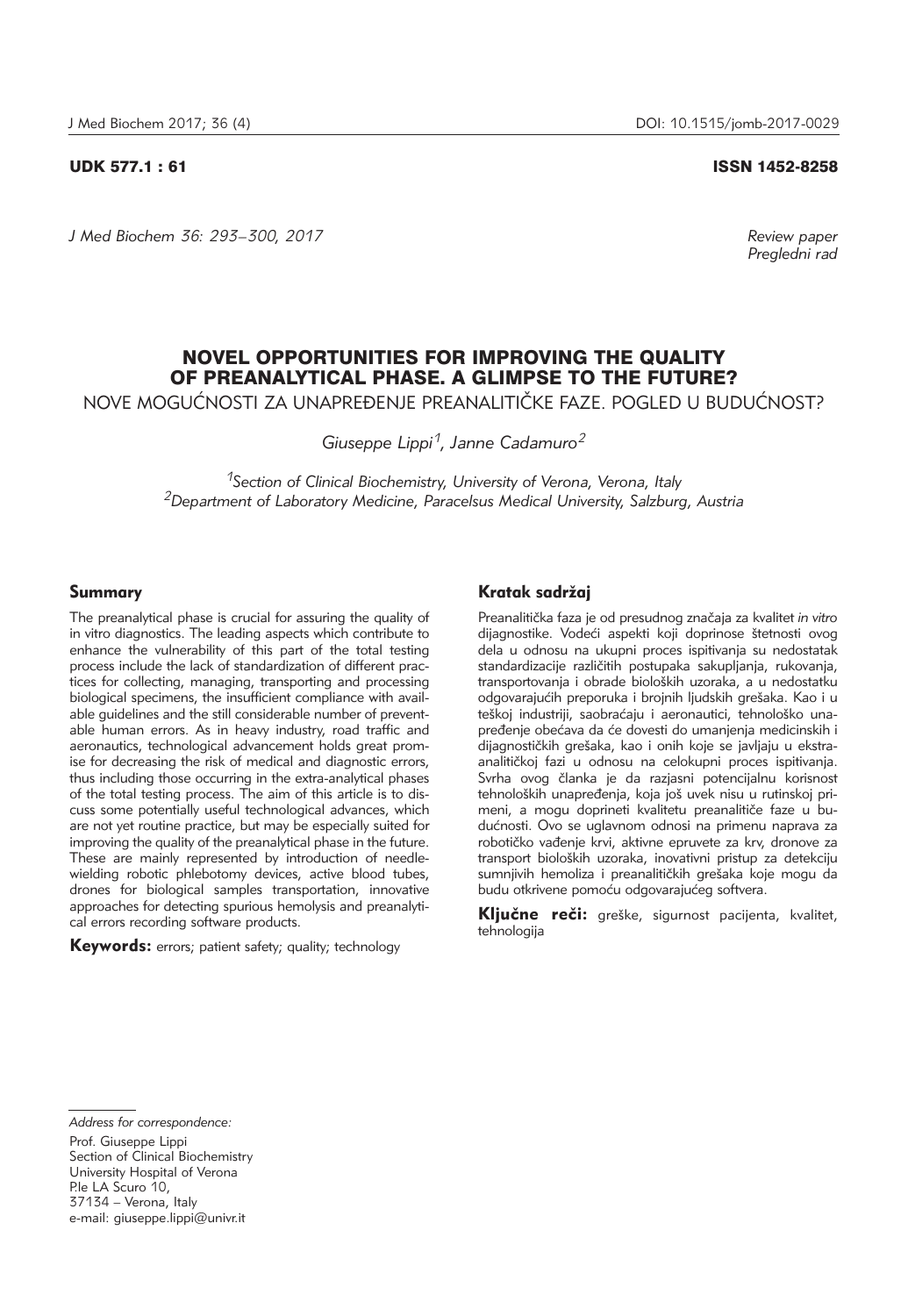UDK 577.1 : 61 ISSN 1452-8258

Review paper
Pregledni rad

# NOVEL OPPORTUNITIES FOR IMPROVING THE QUALITY OF PREANALYTICAL PHASE. A GLIMPSE TO THE FUTURE?

## NOVE MOGUĆNOSTI ZA UNAPREĐENJE PREANALITIČKE FAZE. POGLED U BUDUĆNOST?

*Giuseppe Lippi[1], Janne Cadamuro[2]*

[1]*Section of Clinical Biochemistry, University of Verona, Verona, Italy*
[2]*Department of Laboratory Medicine, Paracelsus Medical University, Salzburg, Austria*

### Summary

The preanalytical phase is crucial for assuring the quality of in vitro diagnostics. The leading aspects which contribute to enhance the vulnerability of this part of the total testing process include the lack of standardization of different practices for collecting, managing, transporting and processing biological specimens, the insufficient compliance with available guidelines and the still considerable number of preventable human errors. As in heavy industry, road traffic and aeronautics, technological advancement holds great promise for decreasing the risk of medical and diagnostic errors, thus including those occurring in the extra-analytical phases of the total testing process. The aim of this article is to discuss some potentially useful technological advances, which are not yet routine practice, but may be especially suited for improving the quality of the preanalytical phase in the future. These are mainly represented by introduction of needle-wielding robotic phlebotomy devices, active blood tubes, drones for biological samples transportation, innovative approaches for detecting spurious hemolysis and preanalytical errors recording software products.

**Keywords:** errors; patient safety; quality; technology

### Kratak sadržaj

Preanalitička faza je od presudnog značaja za kvalitet *in vitro* dijagnostike. Vodeći aspekti koji doprinose štetnosti ovog dela u odnosu na ukupni proces ispitivanja su nedostatak standardizacije različitih postupaka sakupljanja, rukovanja, transportovanja i obrade bioloških uzoraka, a u nedostatku odgovarajućih preporuka i brojnih ljudskih grešaka. Kao i u teškoj industriji, saobraćaju i aeronautici, tehnološko unapređenje obećava da će dovesti do umanjenja medicinskih i dijagnostičkih grešaka, kao i onih koje se javljaju u ekstra-analitičkoj fazi u odnosu na celokupni proces ispitivanja. Svrha ovog članka je da razjasni potencijalnu korisnost tehnoloških unapređenja, koja još uvek nisu u rutinskoj primeni, a mogu doprineti kvalitetu preanalitiče faze u budućnosti. Ovo se uglavnom odnosi na primenu naprava za robotičko vađenje krvi, aktivne epruvete za krv, dronove za transport bioloških uzoraka, inovativni pristup za detekciju sumnjivih hemoliza i preanalitičkih grešaka koje mogu da budu otkrivene pomoću odgovarajućeg softvera.

**Ključne reči:** greške, sigurnost pacijenta, kvalitet, tehnologija

*Address for correspondence:*

Prof. Giuseppe Lippi
Section of Clinical Biochemistry
University Hospital of Verona
P.le LA Scuro 10,
37134 – Verona, Italy
e-mail: giuseppe.lippi@univr.it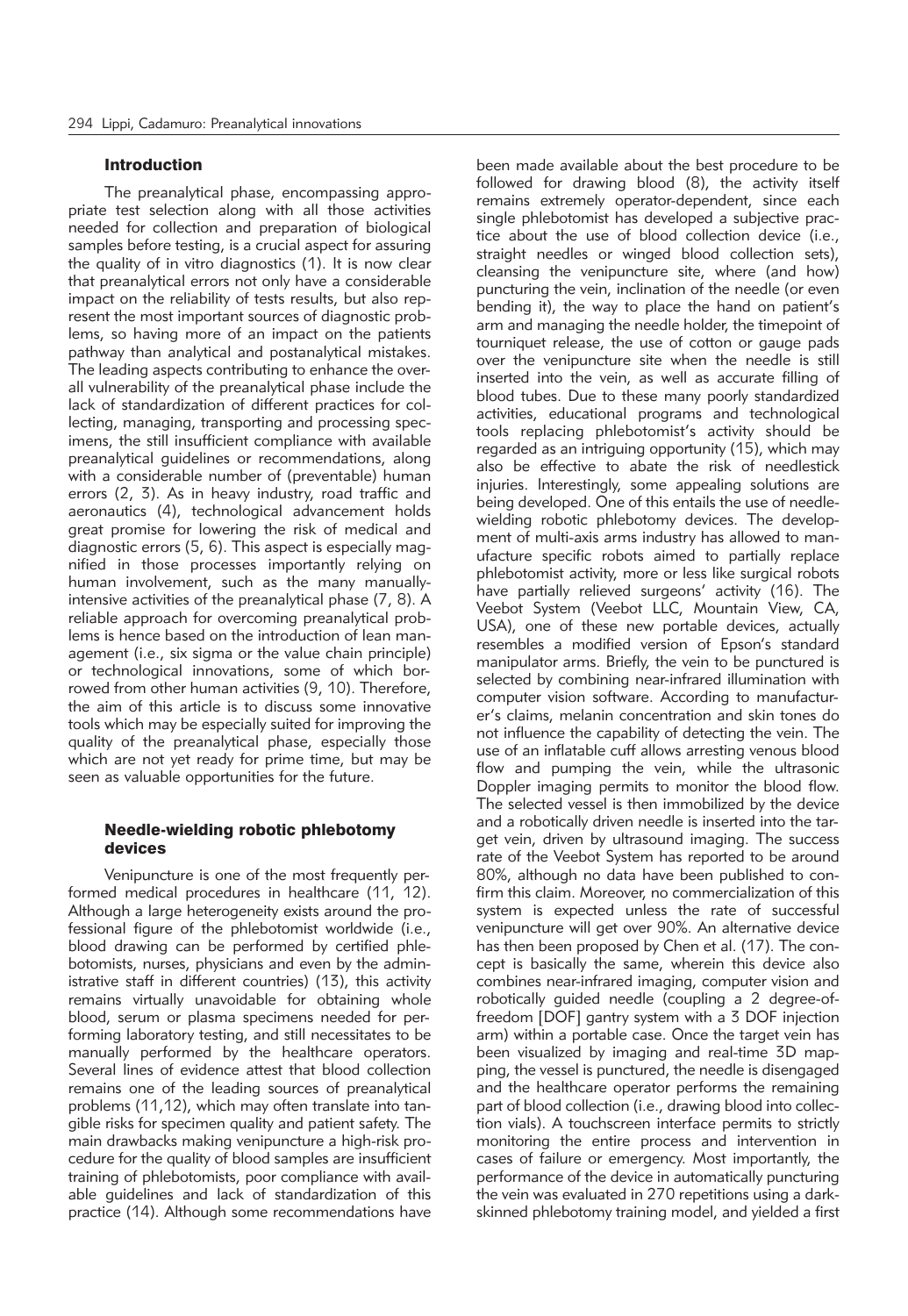## Introduction

The preanalytical phase, encompassing appropriate test selection along with all those activities needed for collection and preparation of biological samples before testing, is a crucial aspect for assuring the quality of in vitro diagnostics (1). It is now clear that preanalytical errors not only have a considerable impact on the reliability of tests results, but also represent the most important sources of diagnostic problems, so having more of an impact on the patients pathway than analytical and postanalytical mistakes. The leading aspects contributing to enhance the overall vulnerability of the preanalytical phase include the lack of standardization of different practices for collecting, managing, transporting and processing specimens, the still insufficient compliance with available preanalytical guidelines or recommendations, along with a considerable number of (preventable) human errors (2, 3). As in heavy industry, road traffic and aeronautics (4), technological advancement holds great promise for lowering the risk of medical and diagnostic errors (5, 6). This aspect is especially magnified in those processes importantly relying on human involvement, such as the many manually-intensive activities of the preanalytical phase (7, 8). A reliable approach for overcoming preanalytical problems is hence based on the introduction of lean management (i.e., six sigma or the value chain principle) or technological innovations, some of which borrowed from other human activities (9, 10). Therefore, the aim of this article is to discuss some innovative tools which may be especially suited for improving the quality of the preanalytical phase, especially those which are not yet ready for prime time, but may be seen as valuable opportunities for the future.

## Needle-wielding robotic phlebotomy devices

Venipuncture is one of the most frequently performed medical procedures in healthcare (11, 12). Although a large heterogeneity exists around the professional figure of the phlebotomist worldwide (i.e., blood drawing can be performed by certified phlebotomists, nurses, physicians and even by the administrative staff in different countries) (13), this activity remains virtually unavoidable for obtaining whole blood, serum or plasma specimens needed for performing laboratory testing, and still necessitates to be manually performed by the healthcare operators. Several lines of evidence attest that blood collection remains one of the leading sources of preanalytical problems (11,12), which may often translate into tangible risks for specimen quality and patient safety. The main drawbacks making venipuncture a high-risk procedure for the quality of blood samples are insufficient training of phlebotomists, poor compliance with available guidelines and lack of standardization of this practice (14). Although some recommendations have been made available about the best procedure to be followed for drawing blood (8), the activity itself remains extremely operator-dependent, since each single phlebotomist has developed a subjective practice about the use of blood collection device (i.e., straight needles or winged blood collection sets), cleansing the venipuncture site, where (and how) puncturing the vein, inclination of the needle (or even bending it), the way to place the hand on patient's arm and managing the needle holder, the timepoint of tourniquet release, the use of cotton or gauge pads over the venipuncture site when the needle is still inserted into the vein, as well as accurate filling of blood tubes. Due to these many poorly standardized activities, educational programs and technological tools replacing phlebotomist's activity should be regarded as an intriguing opportunity (15), which may also be effective to abate the risk of needlestick injuries. Interestingly, some appealing solutions are being developed. One of this entails the use of needle-wielding robotic phlebotomy devices. The development of multi-axis arms industry has allowed to manufacture specific robots aimed to partially replace phlebotomist activity, more or less like surgical robots have partially relieved surgeons' activity (16). The Veebot System (Veebot LLC, Mountain View, CA, USA), one of these new portable devices, actually resembles a modified version of Epson's standard manipulator arms. Briefly, the vein to be punctured is selected by combining near-infrared illumination with computer vision software. According to manufacturer's claims, melanin concentration and skin tones do not influence the capability of detecting the vein. The use of an inflatable cuff allows arresting venous blood flow and pumping the vein, while the ultrasonic Doppler imaging permits to monitor the blood flow. The selected vessel is then immobilized by the device and a robotically driven needle is inserted into the target vein, driven by ultrasound imaging. The success rate of the Veebot System has reported to be around 80%, although no data have been published to confirm this claim. Moreover, no commercialization of this system is expected unless the rate of successful venipuncture will get over 90%. An alternative device has then been proposed by Chen et al. (17). The concept is basically the same, wherein this device also combines near-infrared imaging, computer vision and robotically guided needle (coupling a 2 degree-of-freedom [DOF] gantry system with a 3 DOF injection arm) within a portable case. Once the target vein has been visualized by imaging and real-time 3D mapping, the vessel is punctured, the needle is disengaged and the healthcare operator performs the remaining part of blood collection (i.e., drawing blood into collection vials). A touchscreen interface permits to strictly monitoring the entire process and intervention in cases of failure or emergency. Most importantly, the performance of the device in automatically puncturing the vein was evaluated in 270 repetitions using a dark-skinned phlebotomy training model, and yielded a first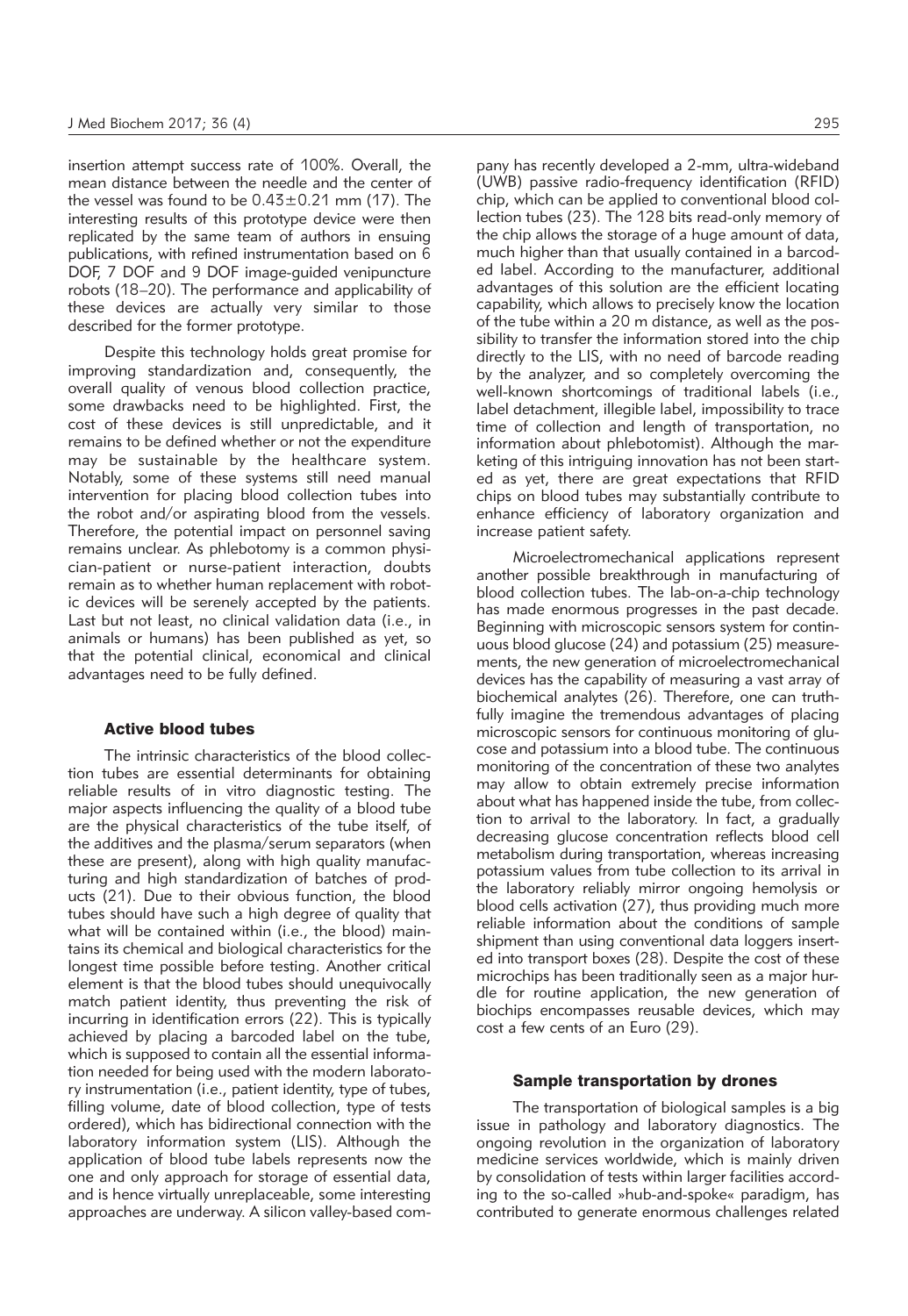insertion attempt success rate of 100%. Overall, the mean distance between the needle and the center of the vessel was found to be $0.43 \pm 0.21$ mm (17). The interesting results of this prototype device were then replicated by the same team of authors in ensuing publications, with refined instrumentation based on 6 DOF, 7 DOF and 9 DOF image-guided venipuncture robots (18–20). The performance and applicability of these devices are actually very similar to those described for the former prototype.

Despite this technology holds great promise for improving standardization and, consequently, the overall quality of venous blood collection practice, some drawbacks need to be highlighted. First, the cost of these devices is still unpredictable, and it remains to be defined whether or not the expenditure may be sustainable by the healthcare system. Notably, some of these systems still need manual intervention for placing blood collection tubes into the robot and/or aspirating blood from the vessels. Therefore, the potential impact on personnel saving remains unclear. As phlebotomy is a common physician-patient or nurse-patient interaction, doubts remain as to whether human replacement with robotic devices will be serenely accepted by the patients. Last but not least, no clinical validation data (i.e., in animals or humans) has been published as yet, so that the potential clinical, economical and clinical advantages need to be fully defined.

### Active blood tubes

The intrinsic characteristics of the blood collection tubes are essential determinants for obtaining reliable results of in vitro diagnostic testing. The major aspects influencing the quality of a blood tube are the physical characteristics of the tube itself, of the additives and the plasma/serum separators (when these are present), along with high quality manufacturing and high standardization of batches of products (21). Due to their obvious function, the blood tubes should have such a high degree of quality that what will be contained within (i.e., the blood) maintains its chemical and biological characteristics for the longest time possible before testing. Another critical element is that the blood tubes should unequivocally match patient identity, thus preventing the risk of incurring in identification errors (22). This is typically achieved by placing a barcoded label on the tube, which is supposed to contain all the essential information needed for being used with the modern laboratory instrumentation (i.e., patient identity, type of tubes, filling volume, date of blood collection, type of tests ordered), which has bidirectional connection with the laboratory information system (LIS). Although the application of blood tube labels represents now the one and only approach for storage of essential data, and is hence virtually unreplaceable, some interesting approaches are underway. A silicon valley-based company has recently developed a 2-mm, ultra-wideband (UWB) passive radio-frequency identification (RFID) chip, which can be applied to conventional blood collection tubes (23). The 128 bits read-only memory of the chip allows the storage of a huge amount of data, much higher than that usually contained in a barcoded label. According to the manufacturer, additional advantages of this solution are the efficient locating capability, which allows to precisely know the location of the tube within a 20 m distance, as well as the possibility to transfer the information stored into the chip directly to the LIS, with no need of barcode reading by the analyzer, and so completely overcoming the well-known shortcomings of traditional labels (i.e., label detachment, illegible label, impossibility to trace time of collection and length of transportation, no information about phlebotomist). Although the marketing of this intriguing innovation has not been started as yet, there are great expectations that RFID chips on blood tubes may substantially contribute to enhance efficiency of laboratory organization and increase patient safety.

Microelectromechanical applications represent another possible breakthrough in manufacturing of blood collection tubes. The lab-on-a-chip technology has made enormous progresses in the past decade. Beginning with microscopic sensors system for continuous blood glucose (24) and potassium (25) measurements, the new generation of microelectromechanical devices has the capability of measuring a vast array of biochemical analytes (26). Therefore, one can truthfully imagine the tremendous advantages of placing microscopic sensors for continuous monitoring of glucose and potassium into a blood tube. The continuous monitoring of the concentration of these two analytes may allow to obtain extremely precise information about what has happened inside the tube, from collection to arrival to the laboratory. In fact, a gradually decreasing glucose concentration reflects blood cell metabolism during transportation, whereas increasing potassium values from tube collection to its arrival in the laboratory reliably mirror ongoing hemolysis or blood cells activation (27), thus providing much more reliable information about the conditions of sample shipment than using conventional data loggers inserted into transport boxes (28). Despite the cost of these microchips has been traditionally seen as a major hurdle for routine application, the new generation of biochips encompasses reusable devices, which may cost a few cents of an Euro (29).

### Sample transportation by drones

The transportation of biological samples is a big issue in pathology and laboratory diagnostics. The ongoing revolution in the organization of laboratory medicine services worldwide, which is mainly driven by consolidation of tests within larger facilities according to the so-called »hub-and-spoke« paradigm, has contributed to generate enormous challenges related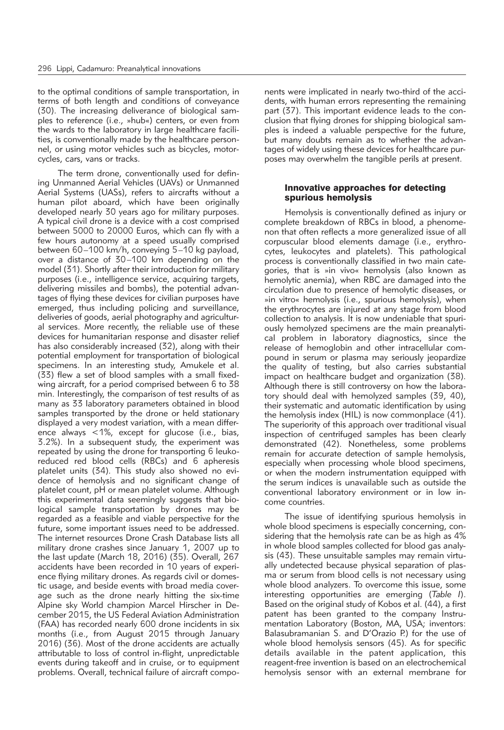to the optimal conditions of sample transportation, in terms of both length and conditions of conveyance (30). The increasing deliverance of biological samples to reference (i.e., »hub«) centers, or even from the wards to the laboratory in large healthcare facilities, is conventionally made by the healthcare personnel, or using motor vehicles such as bicycles, motorcycles, cars, vans or tracks.

The term drone, conventionally used for defining Unmanned Aerial Vehicles (UAVs) or Unmanned Aerial Systems (UASs), refers to aircrafts without a human pilot aboard, which have been originally developed nearly 30 years ago for military purposes. A typical civil drone is a device with a cost comprised between 5000 to 20000 Euros, which can fly with a few hours autonomy at a speed usually comprised between 60–100 km/h, conveying 5–10 kg payload, over a distance of 30–100 km depending on the model (31). Shortly after their introduction for military purposes (i.e., intelligence service, acquiring targets, delivering missiles and bombs), the potential advantages of flying these devices for civilian purposes have emerged, thus including policing and surveillance, deliveries of goods, aerial photography and agricultural services. More recently, the reliable use of these devices for humanitarian response and disaster relief has also considerably increased (32), along with their potential employment for transportation of biological specimens. In an interesting study, Amukele et al. (33) flew a set of blood samples with a small fixed-wing aircraft, for a period comprised between 6 to 38 min. Interestingly, the comparison of test results of as many as 33 laboratory parameters obtained in blood samples transported by the drone or held stationary displayed a very modest variation, with a mean difference always <1%, except for glucose (i.e., bias, 3.2%). In a subsequent study, the experiment was repeated by using the drone for transporting 6 leukoreduced red blood cells (RBCs) and 6 apheresis platelet units (34). This study also showed no evidence of hemolysis and no significant change of platelet count, pH or mean platelet volume. Although this experimental data seemingly suggests that biological sample transportation by drones may be regarded as a feasible and viable perspective for the future, some important issues need to be addressed. The internet resources Drone Crash Database lists all military drone crashes since January 1, 2007 up to the last update (March 18, 2016) (35). Overall, 267 accidents have been recorded in 10 years of experience flying military drones. As regards civil or domestic usage, and beside events with broad media coverage such as the drone nearly hitting the six-time Alpine sky World champion Marcel Hirscher in December 2015, the US Federal Aviation Administration (FAA) has recorded nearly 600 drone incidents in six months (i.e., from August 2015 through January 2016) (36). Most of the drone accidents are actually attributable to loss of control in-flight, unpredictable events during takeoff and in cruise, or to equipment problems. Overall, technical failure of aircraft components were implicated in nearly two-third of the accidents, with human errors representing the remaining part (37). This important evidence leads to the conclusion that flying drones for shipping biological samples is indeed a valuable perspective for the future, but many doubts remain as to whether the advantages of widely using these devices for healthcare purposes may overwhelm the tangible perils at present.

### Innovative approaches for detecting spurious hemolysis

Hemolysis is conventionally defined as injury or complete breakdown of RBCs in blood, a phenomenon that often reflects a more generalized issue of all corpuscular blood elements damage (i.e., erythrocytes, leukocytes and platelets). This pathological process is conventionally classified in two main categories, that is »in vivo« hemolysis (also known as hemolytic anemia), when RBC are damaged into the circulation due to presence of hemolytic diseases, or »in vitro« hemolysis (i.e., spurious hemolysis), when the erythrocytes are injured at any stage from blood collection to analysis. It is now undeniable that spuriously hemolyzed specimens are the main preanalytical problem in laboratory diagnostics, since the release of hemoglobin and other intracellular compound in serum or plasma may seriously jeopardize the quality of testing, but also carries substantial impact on healthcare budget and organization (38). Although there is still controversy on how the laboratory should deal with hemolyzed samples (39, 40), their systematic and automatic identification by using the hemolysis index (HIL) is now commonplace (41). The superiority of this approach over traditional visual inspection of centrifuged samples has been clearly demonstrated (42). Nonetheless, some problems remain for accurate detection of sample hemolysis, especially when processing whole blood specimens, or when the modern instrumentation equipped with the serum indices is unavailable such as outside the conventional laboratory environment or in low income countries.

The issue of identifying spurious hemolysis in whole blood specimens is especially concerning, considering that the hemolysis rate can be as high as 4% in whole blood samples collected for blood gas analysis (43). These unsuitable samples may remain virtually undetected because physical separation of plasma or serum from blood cells is not necessary using whole blood analyzers. To overcome this issue, some interesting opportunities are emerging (*Table I*). Based on the original study of Kobos et al. (44), a first patent has been granted to the company Instrumentation Laboratory (Boston, MA, USA; inventors: Balasubramanian S. and D'Orazio P.) for the use of whole blood hemolysis sensors (45). As for specific details available in the patent application, this reagent-free invention is based on an electrochemical hemolysis sensor with an external membrane for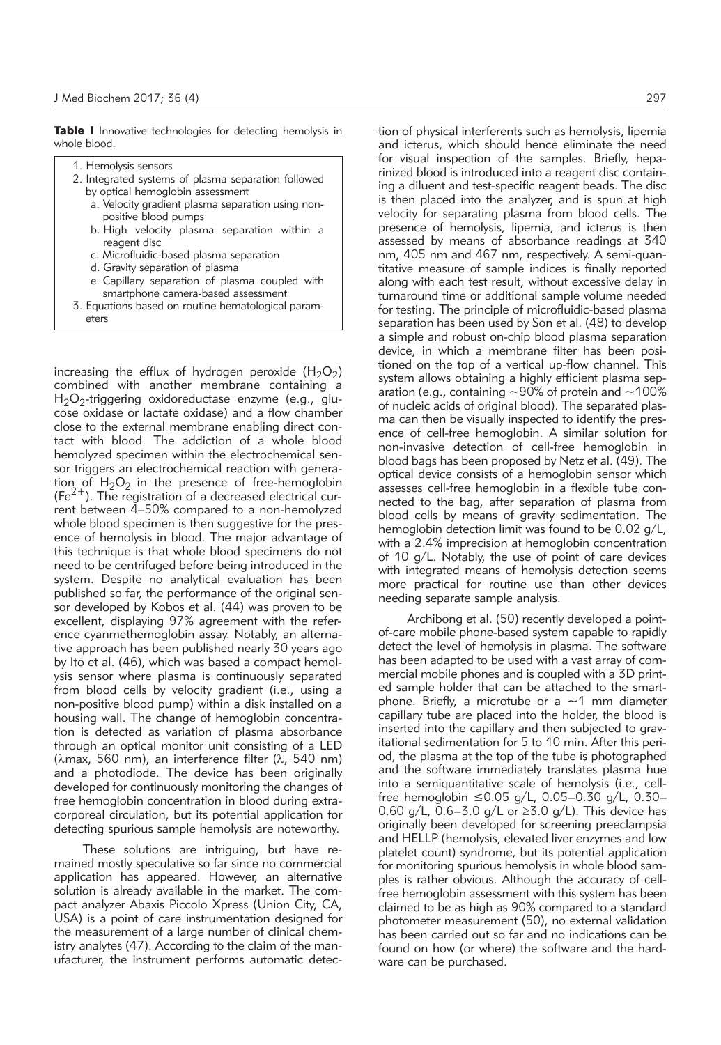**Table I** Innovative technologies for detecting hemolysis in whole blood.

1. Hemolysis sensors
2. Integrated systems of plasma separation followed by optical hemoglobin assessment
   a. Velocity gradient plasma separation using non-positive blood pumps
   b. High velocity plasma separation within a reagent disc
   c. Microfluidic-based plasma separation
   d. Gravity separation of plasma
   e. Capillary separation of plasma coupled with smartphone camera-based assessment
3. Equations based on routine hematological parameters

increasing the efflux of hydrogen peroxide ($H_2O_2$) combined with another membrane containing a $H_2O_2$-triggering oxidoreductase enzyme (e.g., glucose oxidase or lactate oxidase) and a flow chamber close to the external membrane enabling direct contact with blood. The addiction of a whole blood hemolyzed specimen within the electrochemical sensor triggers an electrochemical reaction with generation of $H_2O_2$ in the presence of free-hemoglobin ($Fe^{2+}$). The registration of a decreased electrical current between 4–50% compared to a non-hemolyzed whole blood specimen is then suggestive for the presence of hemolysis in blood. The major advantage of this technique is that whole blood specimens do not need to be centrifuged before being introduced in the system. Despite no analytical evaluation has been published so far, the performance of the original sensor developed by Kobos et al. (44) was proven to be excellent, displaying 97% agreement with the reference cyanmethemoglobin assay. Notably, an alternative approach has been published nearly 30 years ago by Ito et al. (46), which was based a compact hemolysis sensor where plasma is continuously separated from blood cells by velocity gradient (i.e., using a non-positive blood pump) within a disk installed on a housing wall. The change of hemoglobin concentration is detected as variation of plasma absorbance through an optical monitor unit consisting of a LED ($\lambda$max, 560 nm), an interference filter ($\lambda$, 540 nm) and a photodiode. The device has been originally developed for continuously monitoring the changes of free hemoglobin concentration in blood during extracorporeal circulation, but its potential application for detecting spurious sample hemolysis are noteworthy.

These solutions are intriguing, but have remained mostly speculative so far since no commercial application has appeared. However, an alternative solution is already available in the market. The compact analyzer Abaxis Piccolo Xpress (Union City, CA, USA) is a point of care instrumentation designed for the measurement of a large number of clinical chemistry analytes (47). According to the claim of the manufacturer, the instrument performs automatic detection of physical interferents such as hemolysis, lipemia and icterus, which should hence eliminate the need for visual inspection of the samples. Briefly, heparinized blood is introduced into a reagent disc containing a diluent and test-specific reagent beads. The disc is then placed into the analyzer, and is spun at high velocity for separating plasma from blood cells. The presence of hemolysis, lipemia, and icterus is then assessed by means of absorbance readings at 340 nm, 405 nm and 467 nm, respectively. A semi-quantitative measure of sample indices is finally reported along with each test result, without excessive delay in turnaround time or additional sample volume needed for testing. The principle of microfluidic-based plasma separation has been used by Son et al. (48) to develop a simple and robust on-chip blood plasma separation device, in which a membrane filter has been positioned on the top of a vertical up-flow channel. This system allows obtaining a highly efficient plasma separation (e.g., containing ~90% of protein and ~100% of nucleic acids of original blood). The separated plasma can then be visually inspected to identify the presence of cell-free hemoglobin. A similar solution for non-invasive detection of cell-free hemoglobin in blood bags has been proposed by Netz et al. (49). The optical device consists of a hemoglobin sensor which assesses cell-free hemoglobin in a flexible tube connected to the bag, after separation of plasma from blood cells by means of gravity sedimentation. The hemoglobin detection limit was found to be 0.02 g/L, with a 2.4% imprecision at hemoglobin concentration of 10 g/L. Notably, the use of point of care devices with integrated means of hemolysis detection seems more practical for routine use than other devices needing separate sample analysis.

Archibong et al. (50) recently developed a point-of-care mobile phone-based system capable to rapidly detect the level of hemolysis in plasma. The software has been adapted to be used with a vast array of commercial mobile phones and is coupled with a 3D printed sample holder that can be attached to the smartphone. Briefly, a microtube or a ~1 mm diameter capillary tube are placed into the holder, the blood is inserted into the capillary and then subjected to gravitational sedimentation for 5 to 10 min. After this period, the plasma at the top of the tube is photographed and the software immediately translates plasma hue into a semiquantitative scale of hemolysis (i.e., cell-free hemoglobin ≤0.05 g/L, 0.05–0.30 g/L, 0.30–0.60 g/L, 0.6–3.0 g/L or ≥3.0 g/L). This device has originally been developed for screening preeclampsia and HELLP (hemolysis, elevated liver enzymes and low platelet count) syndrome, but its potential application for monitoring spurious hemolysis in whole blood samples is rather obvious. Although the accuracy of cell-free hemoglobin assessment with this system has been claimed to be as high as 90% compared to a standard photometer measurement (50), no external validation has been carried out so far and no indications can be found on how (or where) the software and the hardware can be purchased.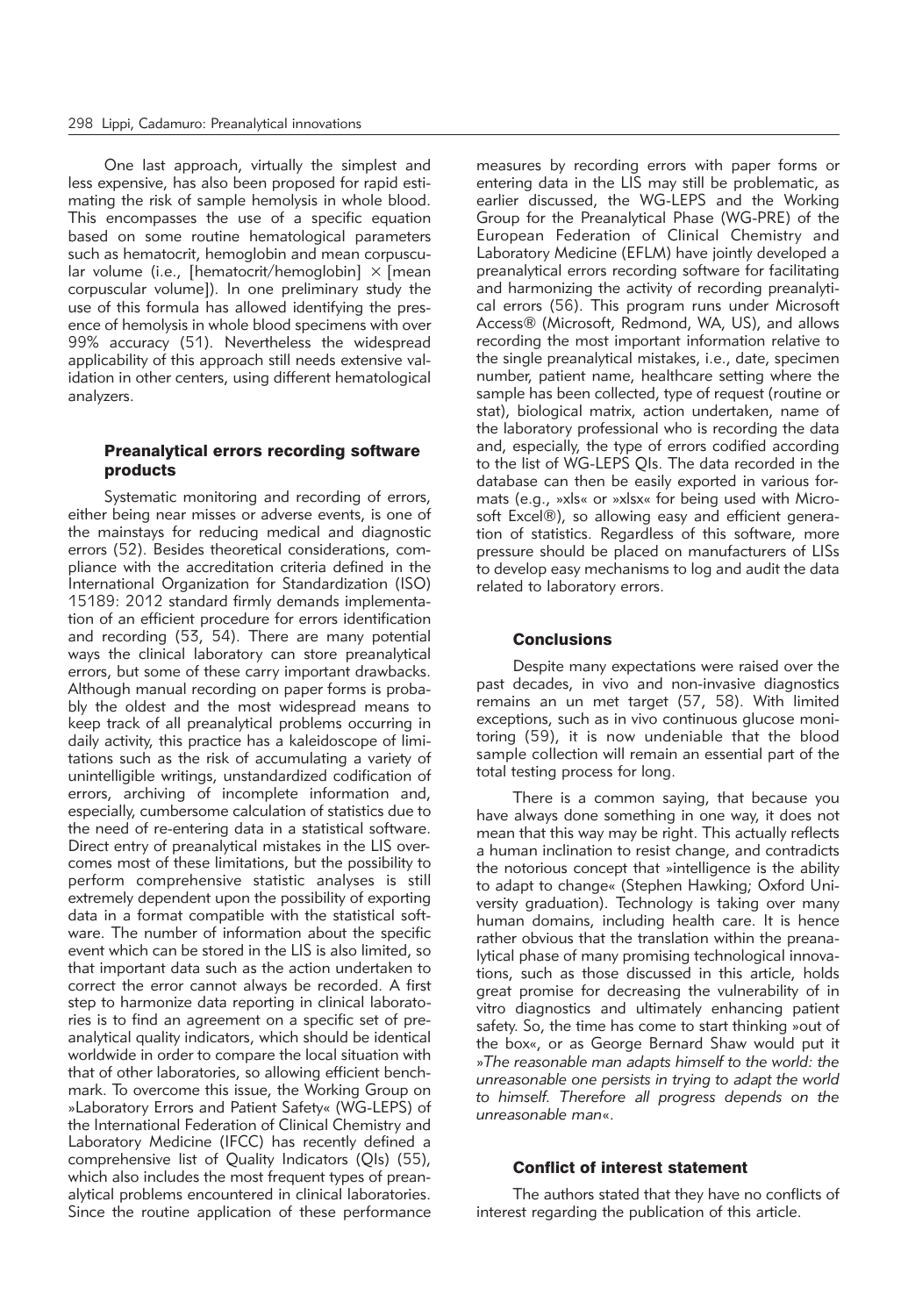One last approach, virtually the simplest and less expensive, has also been proposed for rapid estimating the risk of sample hemolysis in whole blood. This encompasses the use of a specific equation based on some routine hematological parameters such as hematocrit, hemoglobin and mean corpuscular volume (i.e., [hematocrit/hemoglobin] × [mean corpuscular volume]). In one preliminary study the use of this formula has allowed identifying the presence of hemolysis in whole blood specimens with over 99% accuracy (51). Nevertheless the widespread applicability of this approach still needs extensive validation in other centers, using different hematological analyzers.

### Preanalytical errors recording software products

Systematic monitoring and recording of errors, either being near misses or adverse events, is one of the mainstays for reducing medical and diagnostic errors (52). Besides theoretical considerations, compliance with the accreditation criteria defined in the International Organization for Standardization (ISO) 15189: 2012 standard firmly demands implementation of an efficient procedure for errors identification and recording (53, 54). There are many potential ways the clinical laboratory can store preanalytical errors, but some of these carry important drawbacks. Although manual recording on paper forms is probably the oldest and the most widespread means to keep track of all preanalytical problems occurring in daily activity, this practice has a kaleidoscope of limitations such as the risk of accumulating a variety of unintelligible writings, unstandardized codification of errors, archiving of incomplete information and, especially, cumbersome calculation of statistics due to the need of re-entering data in a statistical software. Direct entry of preanalytical mistakes in the LIS overcomes most of these limitations, but the possibility to perform comprehensive statistic analyses is still extremely dependent upon the possibility of exporting data in a format compatible with the statistical software. The number of information about the specific event which can be stored in the LIS is also limited, so that important data such as the action undertaken to correct the error cannot always be recorded. A first step to harmonize data reporting in clinical laboratories is to find an agreement on a specific set of preanalytical quality indicators, which should be identical worldwide in order to compare the local situation with that of other laboratories, so allowing efficient benchmark. To overcome this issue, the Working Group on »Laboratory Errors and Patient Safety« (WG-LEPS) of the International Federation of Clinical Chemistry and Laboratory Medicine (IFCC) has recently defined a comprehensive list of Quality Indicators (QIs) (55), which also includes the most frequent types of preanalytical problems encountered in clinical laboratories. Since the routine application of these performance measures by recording errors with paper forms or entering data in the LIS may still be problematic, as earlier discussed, the WG-LEPS and the Working Group for the Preanalytical Phase (WG-PRE) of the European Federation of Clinical Chemistry and Laboratory Medicine (EFLM) have jointly developed a preanalytical errors recording software for facilitating and harmonizing the activity of recording preanalytical errors (56). This program runs under Microsoft Access® (Microsoft, Redmond, WA, US), and allows recording the most important information relative to the single preanalytical mistakes, i.e., date, specimen number, patient name, healthcare setting where the sample has been collected, type of request (routine or stat), biological matrix, action undertaken, name of the laboratory professional who is recording the data and, especially, the type of errors codified according to the list of WG-LEPS QIs. The data recorded in the database can then be easily exported in various formats (e.g., »xls« or »xlsx« for being used with Microsoft Excel®), so allowing easy and efficient generation of statistics. Regardless of this software, more pressure should be placed on manufacturers of LISs to develop easy mechanisms to log and audit the data related to laboratory errors.

### Conclusions

Despite many expectations were raised over the past decades, in vivo and non-invasive diagnostics remains an un met target (57, 58). With limited exceptions, such as in vivo continuous glucose monitoring (59), it is now undeniable that the blood sample collection will remain an essential part of the total testing process for long.

There is a common saying, that because you have always done something in one way, it does not mean that this way may be right. This actually reflects a human inclination to resist change, and contradicts the notorious concept that »intelligence is the ability to adapt to change« (Stephen Hawking; Oxford University graduation). Technology is taking over many human domains, including health care. It is hence rather obvious that the translation within the preanalytical phase of many promising technological innovations, such as those discussed in this article, holds great promise for decreasing the vulnerability of in vitro diagnostics and ultimately enhancing patient safety. So, the time has come to start thinking »out of the box«, or as George Bernard Shaw would put it »*The reasonable man adapts himself to the world: the unreasonable one persists in trying to adapt the world to himself. Therefore all progress depends on the unreasonable man*«.

### Conflict of interest statement

The authors stated that they have no conflicts of interest regarding the publication of this article.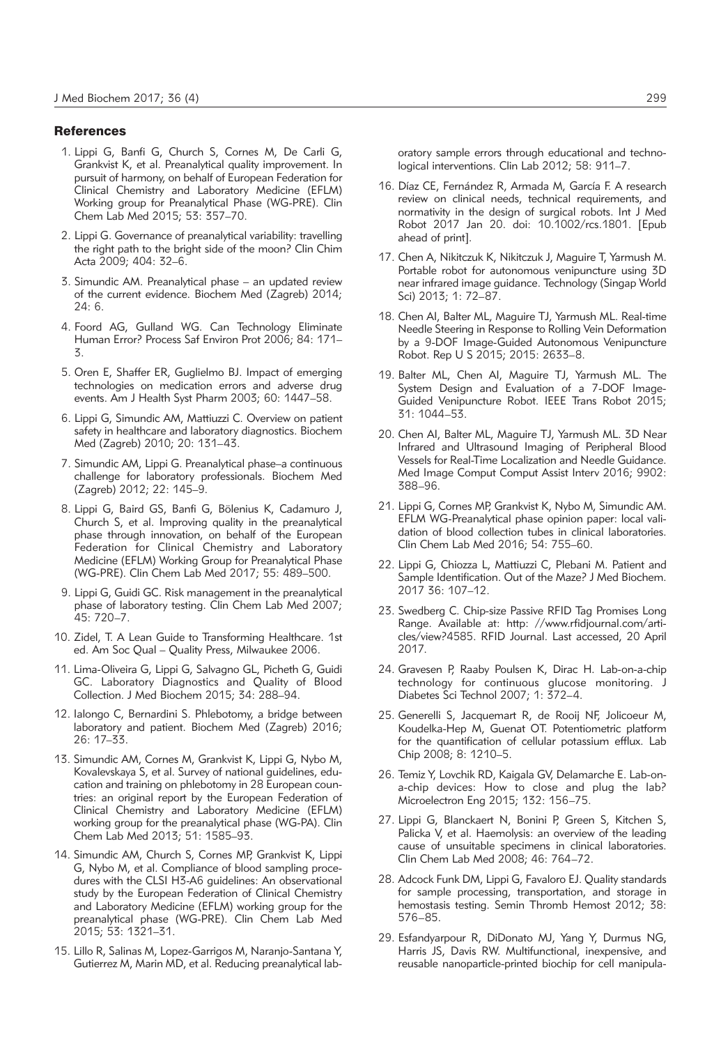## References

1. Lippi G, Banfi G, Church S, Cornes M, De Carli G, Grankvist K, et al. Preanalytical quality improvement. In pursuit of harmony, on behalf of European Federation for Clinical Chemistry and Laboratory Medicine (EFLM) Working group for Preanalytical Phase (WG-PRE). Clin Chem Lab Med 2015; 53: 357–70.
2. Lippi G. Governance of preanalytical variability: travelling the right path to the bright side of the moon? Clin Chim Acta 2009; 404: 32–6.
3. Simundic AM. Preanalytical phase – an updated review of the current evidence. Biochem Med (Zagreb) 2014; 24: 6.
4. Foord AG, Gulland WG. Can Technology Eliminate Human Error? Process Saf Environ Prot 2006; 84: 171–3.
5. Oren E, Shaffer ER, Guglielmo BJ. Impact of emerging technologies on medication errors and adverse drug events. Am J Health Syst Pharm 2003; 60: 1447–58.
6. Lippi G, Simundic AM, Mattiuzzi C. Overview on patient safety in healthcare and laboratory diagnostics. Biochem Med (Zagreb) 2010; 20: 131–43.
7. Simundic AM, Lippi G. Preanalytical phase–a continuous challenge for laboratory professionals. Biochem Med (Zagreb) 2012; 22: 145–9.
8. Lippi G, Baird GS, Banfi G, Bölenius K, Cadamuro J, Church S, et al. Improving quality in the preanalytical phase through innovation, on behalf of the European Federation for Clinical Chemistry and Laboratory Medicine (EFLM) Working Group for Preanalytical Phase (WG-PRE). Clin Chem Lab Med 2017; 55: 489–500.
9. Lippi G, Guidi GC. Risk management in the preanalytical phase of laboratory testing. Clin Chem Lab Med 2007; 45: 720–7.
10. Zidel, T. A Lean Guide to Transforming Healthcare. 1st ed. Am Soc Qual – Quality Press, Milwaukee 2006.
11. Lima-Oliveira G, Lippi G, Salvagno GL, Picheth G, Guidi GC. Laboratory Diagnostics and Quality of Blood Collection. J Med Biochem 2015; 34: 288–94.
12. Ialongo C, Bernardini S. Phlebotomy, a bridge between laboratory and patient. Biochem Med (Zagreb) 2016; 26: 17–33.
13. Simundic AM, Cornes M, Grankvist K, Lippi G, Nybo M, Kovalevskaya S, et al. Survey of national guidelines, education and training on phlebotomy in 28 European countries: an original report by the European Federation of Clinical Chemistry and Laboratory Medicine (EFLM) working group for the preanalytical phase (WG-PA). Clin Chem Lab Med 2013; 51: 1585–93.
14. Simundic AM, Church S, Cornes MP, Grankvist K, Lippi G, Nybo M, et al. Compliance of blood sampling procedures with the CLSI H3-A6 guidelines: An observational study by the European Federation of Clinical Chemistry and Laboratory Medicine (EFLM) working group for the preanalytical phase (WG-PRE). Clin Chem Lab Med 2015; 53: 1321–31.
15. Lillo R, Salinas M, Lopez-Garrigos M, Naranjo-Santana Y, Gutierrez M, Marin MD, et al. Reducing preanalytical laboratory sample errors through educational and technological interventions. Clin Lab 2012; 58: 911–7.
16. Díaz CE, Fernández R, Armada M, García F. A research review on clinical needs, technical requirements, and normativity in the design of surgical robots. Int J Med Robot 2017 Jan 20. doi: 10.1002/rcs.1801. [Epub ahead of print].
17. Chen A, Nikitczuk K, Nikitczuk J, Maguire T, Yarmush M. Portable robot for autonomous venipuncture using 3D near infrared image guidance. Technology (Singap World Sci) 2013; 1: 72–87.
18. Chen AI, Balter ML, Maguire TJ, Yarmush ML. Real-time Needle Steering in Response to Rolling Vein Deformation by a 9-DOF Image-Guided Autonomous Venipuncture Robot. Rep U S 2015; 2015: 2633–8.
19. Balter ML, Chen AI, Maguire TJ, Yarmush ML. The System Design and Evaluation of a 7-DOF Image-Guided Venipuncture Robot. IEEE Trans Robot 2015; 31: 1044–53.
20. Chen AI, Balter ML, Maguire TJ, Yarmush ML. 3D Near Infrared and Ultrasound Imaging of Peripheral Blood Vessels for Real-Time Localization and Needle Guidance. Med Image Comput Comput Assist Interv 2016; 9902: 388–96.
21. Lippi G, Cornes MP, Grankvist K, Nybo M, Simundic AM. EFLM WG-Preanalytical phase opinion paper: local validation of blood collection tubes in clinical laboratories. Clin Chem Lab Med 2016; 54: 755–60.
22. Lippi G, Chiozza L, Mattiuzzi C, Plebani M. Patient and Sample Identification. Out of the Maze? J Med Biochem. 2017 36: 107–12.
23. Swedberg C. Chip-size Passive RFID Tag Promises Long Range. Available at: http: //www.rfidjournal.com/articles/view?4585. RFID Journal. Last accessed, 20 April 2017.
24. Gravesen P, Raaby Poulsen K, Dirac H. Lab-on-a-chip technology for continuous glucose monitoring. J Diabetes Sci Technol 2007; 1: 372–4.
25. Generelli S, Jacquemart R, de Rooij NF, Jolicoeur M, Koudelka-Hep M, Guenat OT. Potentiometric platform for the quantification of cellular potassium efflux. Lab Chip 2008; 8: 1210–5.
26. Temiz Y, Lovchik RD, Kaigala GV, Delamarche E. Lab-on-a-chip devices: How to close and plug the lab? Microelectron Eng 2015; 132: 156–75.
27. Lippi G, Blanckaert N, Bonini P, Green S, Kitchen S, Palicka V, et al. Haemolysis: an overview of the leading cause of unsuitable specimens in clinical laboratories. Clin Chem Lab Med 2008; 46: 764–72.
28. Adcock Funk DM, Lippi G, Favaloro EJ. Quality standards for sample processing, transportation, and storage in hemostasis testing. Semin Thromb Hemost 2012; 38: 576–85.
29. Esfandyarpour R, DiDonato MJ, Yang Y, Durmus NG, Harris JS, Davis RW. Multifunctional, inexpensive, and reusable nanoparticle-printed biochip for cell manipula-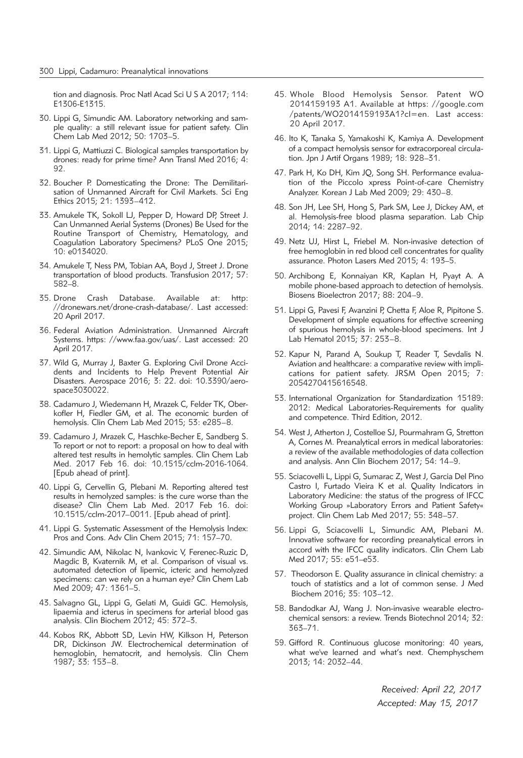tion and diagnosis. Proc Natl Acad Sci U S A 2017; 114: E1306-E1315.

30. Lippi G, Simundic AM. Laboratory networking and sample quality: a still relevant issue for patient safety. Clin Chem Lab Med 2012; 50: 1703–5.

31. Lippi G, Mattiuzzi C. Biological samples transportation by drones: ready for prime time? Ann Transl Med 2016; 4: 92.

32. Boucher P. Domesticating the Drone: The Demilitarisation of Unmanned Aircraft for Civil Markets. Sci Eng Ethics 2015; 21: 1393–412.

33. Amukele TK, Sokoll LJ, Pepper D, Howard DP, Street J. Can Unmanned Aerial Systems (Drones) Be Used for the Routine Transport of Chemistry, Hematology, and Coagulation Laboratory Specimens? PLoS One 2015; 10: e0134020.

34. Amukele T, Ness PM, Tobian AA, Boyd J, Street J. Drone transportation of blood products. Transfusion 2017; 57: 582–8.

35. Drone Crash Database. Available at: http://dronewars.net/drone-crash-database/. Last accessed: 20 April 2017.

36. Federal Aviation Administration. Unmanned Aircraft Systems. https://www.faa.gov/uas/. Last accessed: 20 April 2017.

37. Wild G, Murray J, Baxter G. Exploring Civil Drone Accidents and Incidents to Help Prevent Potential Air Disasters. Aerospace 2016; 3: 22. doi: 10.3390/aerospace3030022.

38. Cadamuro J, Wiedemann H, Mrazek C, Felder TK, Oberkofler H, Fiedler GM, et al. The economic burden of hemolysis. Clin Chem Lab Med 2015; 53: e285–8.

39. Cadamuro J, Mrazek C, Haschke-Becher E, Sandberg S. To report or not to report: a proposal on how to deal with altered test results in hemolytic samples. Clin Chem Lab Med. 2017 Feb 16. doi: 10.1515/cclm-2016-1064. [Epub ahead of print].

40. Lippi G, Cervellin G, Plebani M. Reporting altered test results in hemolyzed samples: is the cure worse than the disease? Clin Chem Lab Med. 2017 Feb 16. doi: 10.1515/cclm-2017–0011. [Epub ahead of print].

41. Lippi G. Systematic Assessment of the Hemolysis Index: Pros and Cons. Adv Clin Chem 2015; 71: 157–70.

42. Simundic AM, Nikolac N, Ivankovic V, Ferenec-Ruzic D, Magdic B, Kvaternik M, et al. Comparison of visual vs. automated detection of lipemic, icteric and hemolyzed specimens: can we rely on a human eye? Clin Chem Lab Med 2009; 47: 1361–5.

43. Salvagno GL, Lippi G, Gelati M, Guidi GC. Hemolysis, lipaemia and icterus in specimens for arterial blood gas analysis. Clin Biochem 2012; 45: 372–3.

44. Kobos RK, Abbott SD, Levin HW, Kilkson H, Peterson DR, Dickinson JW. Electrochemical determination of hemoglobin, hematocrit, and hemolysis. Clin Chem 1987; 33: 153–8.

45. Whole Blood Hemolysis Sensor. Patent WO 2014159193 A1. Available at https://google.com/patents/WO2014159193A1?cl=en. Last access: 20 April 2017.

46. Ito K, Tanaka S, Yamakoshi K, Kamiya A. Development of a compact hemolysis sensor for extracorporeal circulation. Jpn J Artif Organs 1989; 18: 928–31.

47. Park H, Ko DH, Kim JQ, Song SH. Performance evaluation of the Piccolo xpress Point-of-care Chemistry Analyzer. Korean J Lab Med 2009; 29: 430–8.

48. Son JH, Lee SH, Hong S, Park SM, Lee J, Dickey AM, et al. Hemolysis-free blood plasma separation. Lab Chip 2014; 14: 2287–92.

49. Netz UJ, Hirst L, Friebel M. Non-invasive detection of free hemoglobin in red blood cell concentrates for quality assurance. Photon Lasers Med 2015; 4: 193–5.

50. Archibong E, Konnaiyan KR, Kaplan H, Pyayt A. A mobile phone-based approach to detection of hemolysis. Biosens Bioelectron 2017; 88: 204–9.

51. Lippi G, Pavesi F, Avanzini P, Chetta F, Aloe R, Pipitone S. Development of simple equations for effective screening of spurious hemolysis in whole-blood specimens. Int J Lab Hematol 2015; 37: 253–8.

52. Kapur N, Parand A, Soukup T, Reader T, Sevdalis N. Aviation and healthcare: a comparative review with implications for patient safety. JRSM Open 2015; 7: 2054270415616548.

53. International Organization for Standardization 15189: 2012: Medical Laboratories-Requirements for quality and competence. Third Edition, 2012.

54. West J, Atherton J, Costelloe SJ, Pourmahram G, Stretton A, Cornes M. Preanalytical errors in medical laboratories: a review of the available methodologies of data collection and analysis. Ann Clin Biochem 2017; 54: 14–9.

55. Sciacovelli L, Lippi G, Sumarac Z, West J, Garcia Del Pino Castro I, Furtado Vieira K et al. Quality Indicators in Laboratory Medicine: the status of the progress of IFCC Working Group »Laboratory Errors and Patient Safety« project. Clin Chem Lab Med 2017; 55: 348–57.

56. Lippi G, Sciacovelli L, Simundic AM, Plebani M. Innovative software for recording preanalytical errors in accord with the IFCC quality indicators. Clin Chem Lab Med 2017; 55: e51–e53.

57. Theodorson E. Quality assurance in clinical chemistry: a touch of statistics and a lot of common sense. J Med Biochem 2016; 35: 103–12.

58. Bandodkar AJ, Wang J. Non-invasive wearable electrochemical sensors: a review. Trends Biotechnol 2014; 32: 363–71.

59. Gifford R. Continuous glucose monitoring: 40 years, what we've learned and what's next. Chemphyschem 2013; 14: 2032–44.

*Received: April 22, 2017*
*Accepted: May 15, 2017*